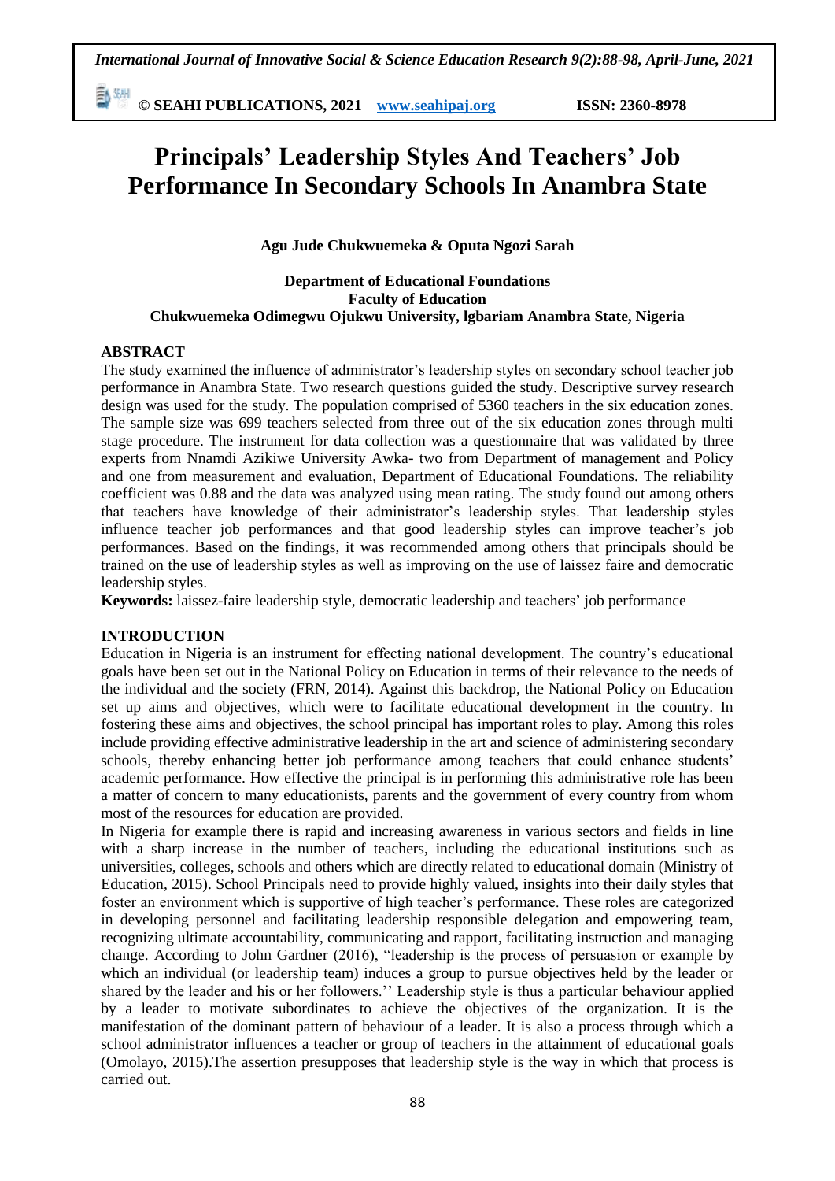# Principals' Leadership Styles And Teachers' Job Performance In Secondary Schools In Anambra State

**Agu Jude Chukwuemeka & Oputa Ngozi Sarah**

**Department of Educational Foundations**
**Faculty of Education**
**Chukwuemeka Odimegwu Ojukwu University, lgbariam Anambra State, Nigeria**

## ABSTRACT

The study examined the influence of administrator's leadership styles on secondary school teacher job performance in Anambra State. Two research questions guided the study. Descriptive survey research design was used for the study. The population comprised of 5360 teachers in the six education zones. The sample size was 699 teachers selected from three out of the six education zones through multi stage procedure. The instrument for data collection was a questionnaire that was validated by three experts from Nnamdi Azikiwe University Awka- two from Department of management and Policy and one from measurement and evaluation, Department of Educational Foundations. The reliability coefficient was 0.88 and the data was analyzed using mean rating. The study found out among others that teachers have knowledge of their administrator's leadership styles. That leadership styles influence teacher job performances and that good leadership styles can improve teacher's job performances. Based on the findings, it was recommended among others that principals should be trained on the use of leadership styles as well as improving on the use of laissez faire and democratic leadership styles.

**Keywords:** laissez-faire leadership style, democratic leadership and teachers' job performance

## INTRODUCTION

Education in Nigeria is an instrument for effecting national development. The country's educational goals have been set out in the National Policy on Education in terms of their relevance to the needs of the individual and the society (FRN, 2014). Against this backdrop, the National Policy on Education set up aims and objectives, which were to facilitate educational development in the country. In fostering these aims and objectives, the school principal has important roles to play. Among this roles include providing effective administrative leadership in the art and science of administering secondary schools, thereby enhancing better job performance among teachers that could enhance students' academic performance. How effective the principal is in performing this administrative role has been a matter of concern to many educationists, parents and the government of every country from whom most of the resources for education are provided.

In Nigeria for example there is rapid and increasing awareness in various sectors and fields in line with a sharp increase in the number of teachers, including the educational institutions such as universities, colleges, schools and others which are directly related to educational domain (Ministry of Education, 2015). School Principals need to provide highly valued, insights into their daily styles that foster an environment which is supportive of high teacher's performance. These roles are categorized in developing personnel and facilitating leadership responsible delegation and empowering team, recognizing ultimate accountability, communicating and rapport, facilitating instruction and managing change. According to John Gardner (2016), "leadership is the process of persuasion or example by which an individual (or leadership team) induces a group to pursue objectives held by the leader or shared by the leader and his or her followers.'' Leadership style is thus a particular behaviour applied by a leader to motivate subordinates to achieve the objectives of the organization. It is the manifestation of the dominant pattern of behaviour of a leader. It is also a process through which a school administrator influences a teacher or group of teachers in the attainment of educational goals (Omolayo, 2015).The assertion presupposes that leadership style is the way in which that process is carried out.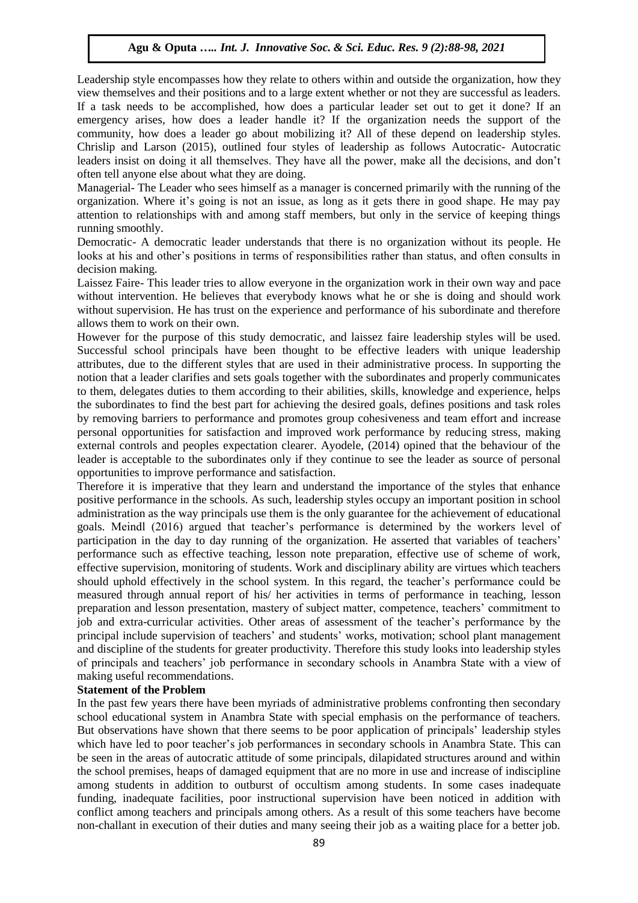Leadership style encompasses how they relate to others within and outside the organization, how they view themselves and their positions and to a large extent whether or not they are successful as leaders. If a task needs to be accomplished, how does a particular leader set out to get it done? If an emergency arises, how does a leader handle it? If the organization needs the support of the community, how does a leader go about mobilizing it? All of these depend on leadership styles. Chrislip and Larson (2015), outlined four styles of leadership as follows Autocratic- Autocratic leaders insist on doing it all themselves. They have all the power, make all the decisions, and don't often tell anyone else about what they are doing.

Managerial- The Leader who sees himself as a manager is concerned primarily with the running of the organization. Where it's going is not an issue, as long as it gets there in good shape. He may pay attention to relationships with and among staff members, but only in the service of keeping things running smoothly.

Democratic- A democratic leader understands that there is no organization without its people. He looks at his and other's positions in terms of responsibilities rather than status, and often consults in decision making.

Laissez Faire- This leader tries to allow everyone in the organization work in their own way and pace without intervention. He believes that everybody knows what he or she is doing and should work without supervision. He has trust on the experience and performance of his subordinate and therefore allows them to work on their own.

However for the purpose of this study democratic, and laissez faire leadership styles will be used. Successful school principals have been thought to be effective leaders with unique leadership attributes, due to the different styles that are used in their administrative process. In supporting the notion that a leader clarifies and sets goals together with the subordinates and properly communicates to them, delegates duties to them according to their abilities, skills, knowledge and experience, helps the subordinates to find the best part for achieving the desired goals, defines positions and task roles by removing barriers to performance and promotes group cohesiveness and team effort and increase personal opportunities for satisfaction and improved work performance by reducing stress, making external controls and peoples expectation clearer. Ayodele, (2014) opined that the behaviour of the leader is acceptable to the subordinates only if they continue to see the leader as source of personal opportunities to improve performance and satisfaction.

Therefore it is imperative that they learn and understand the importance of the styles that enhance positive performance in the schools. As such, leadership styles occupy an important position in school administration as the way principals use them is the only guarantee for the achievement of educational goals. Meindl (2016) argued that teacher's performance is determined by the workers level of participation in the day to day running of the organization. He asserted that variables of teachers' performance such as effective teaching, lesson note preparation, effective use of scheme of work, effective supervision, monitoring of students. Work and disciplinary ability are virtues which teachers should uphold effectively in the school system. In this regard, the teacher's performance could be measured through annual report of his/ her activities in terms of performance in teaching, lesson preparation and lesson presentation, mastery of subject matter, competence, teachers' commitment to job and extra-curricular activities. Other areas of assessment of the teacher's performance by the principal include supervision of teachers' and students' works, motivation; school plant management and discipline of the students for greater productivity. Therefore this study looks into leadership styles of principals and teachers' job performance in secondary schools in Anambra State with a view of making useful recommendations.

**Statement of the Problem**

In the past few years there have been myriads of administrative problems confronting then secondary school educational system in Anambra State with special emphasis on the performance of teachers. But observations have shown that there seems to be poor application of principals' leadership styles which have led to poor teacher's job performances in secondary schools in Anambra State. This can be seen in the areas of autocratic attitude of some principals, dilapidated structures around and within the school premises, heaps of damaged equipment that are no more in use and increase of indiscipline among students in addition to outburst of occultism among students. In some cases inadequate funding, inadequate facilities, poor instructional supervision have been noticed in addition with conflict among teachers and principals among others. As a result of this some teachers have become non-challant in execution of their duties and many seeing their job as a waiting place for a better job.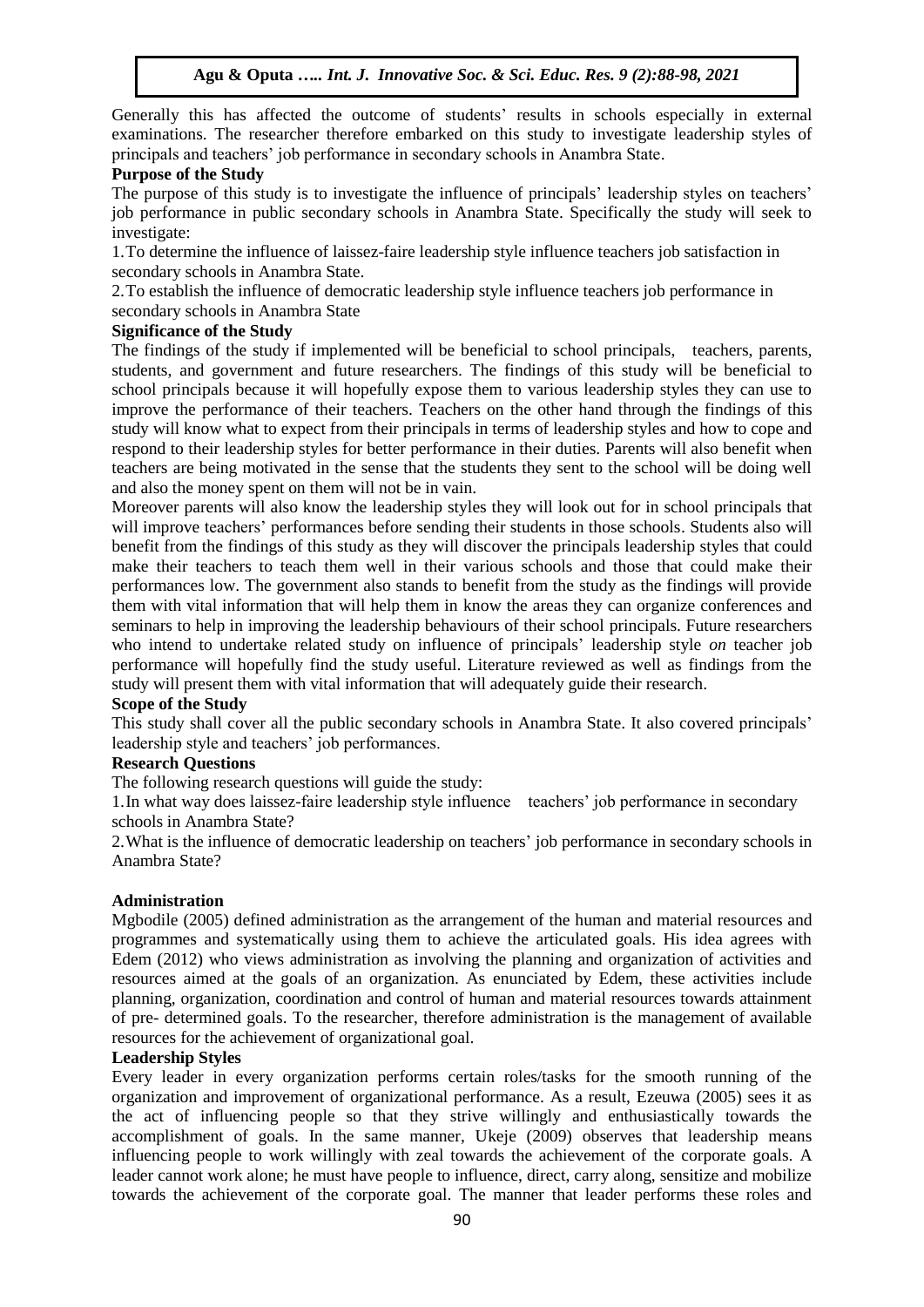Generally this has affected the outcome of students' results in schools especially in external examinations. The researcher therefore embarked on this study to investigate leadership styles of principals and teachers' job performance in secondary schools in Anambra State.

**Purpose of the Study**

The purpose of this study is to investigate the influence of principals' leadership styles on teachers' job performance in public secondary schools in Anambra State. Specifically the study will seek to investigate:

1. To determine the influence of laissez-faire leadership style influence teachers job satisfaction in secondary schools in Anambra State.
2. To establish the influence of democratic leadership style influence teachers job performance in secondary schools in Anambra State

**Significance of the Study**

The findings of the study if implemented will be beneficial to school principals, teachers, parents, students, and government and future researchers. The findings of this study will be beneficial to school principals because it will hopefully expose them to various leadership styles they can use to improve the performance of their teachers. Teachers on the other hand through the findings of this study will know what to expect from their principals in terms of leadership styles and how to cope and respond to their leadership styles for better performance in their duties. Parents will also benefit when teachers are being motivated in the sense that the students they sent to the school will be doing well and also the money spent on them will not be in vain.

Moreover parents will also know the leadership styles they will look out for in school principals that will improve teachers' performances before sending their students in those schools. Students also will benefit from the findings of this study as they will discover the principals leadership styles that could make their teachers to teach them well in their various schools and those that could make their performances low. The government also stands to benefit from the study as the findings will provide them with vital information that will help them in know the areas they can organize conferences and seminars to help in improving the leadership behaviours of their school principals. Future researchers who intend to undertake related study on influence of principals' leadership style *on* teacher job performance will hopefully find the study useful. Literature reviewed as well as findings from the study will present them with vital information that will adequately guide their research.

**Scope of the Study**

This study shall cover all the public secondary schools in Anambra State. It also covered principals' leadership style and teachers' job performances.

**Research Questions**

The following research questions will guide the study:

1. In what way does laissez-faire leadership style influence teachers' job performance in secondary schools in Anambra State?
2. What is the influence of democratic leadership on teachers' job performance in secondary schools in Anambra State?

**Administration**

Mgbodile (2005) defined administration as the arrangement of the human and material resources and programmes and systematically using them to achieve the articulated goals. His idea agrees with Edem (2012) who views administration as involving the planning and organization of activities and resources aimed at the goals of an organization. As enunciated by Edem, these activities include planning, organization, coordination and control of human and material resources towards attainment of pre- determined goals. To the researcher, therefore administration is the management of available resources for the achievement of organizational goal.

**Leadership Styles**

Every leader in every organization performs certain roles/tasks for the smooth running of the organization and improvement of organizational performance. As a result, Ezeuwa (2005) sees it as the act of influencing people so that they strive willingly and enthusiastically towards the accomplishment of goals. In the same manner, Ukeje (2009) observes that leadership means influencing people to work willingly with zeal towards the achievement of the corporate goals. A leader cannot work alone; he must have people to influence, direct, carry along, sensitize and mobilize towards the achievement of the corporate goal. The manner that leader performs these roles and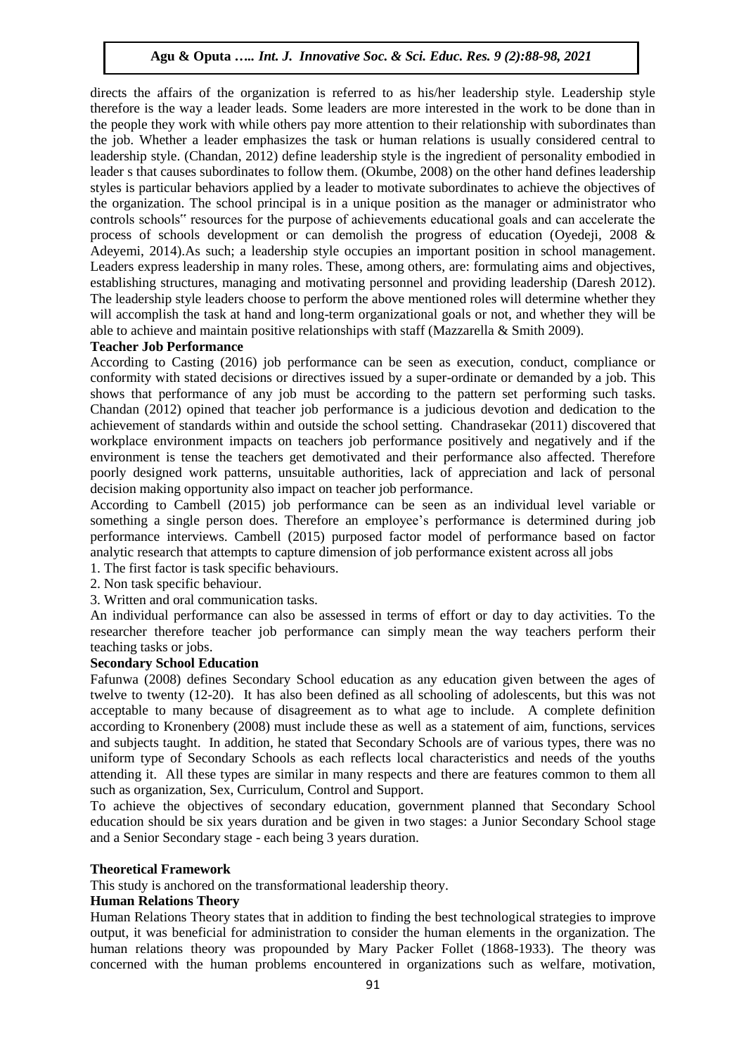directs the affairs of the organization is referred to as his/her leadership style. Leadership style therefore is the way a leader leads. Some leaders are more interested in the work to be done than in the people they work with while others pay more attention to their relationship with subordinates than the job. Whether a leader emphasizes the task or human relations is usually considered central to leadership style. (Chandan, 2012) define leadership style is the ingredient of personality embodied in leader s that causes subordinates to follow them. (Okumbe, 2008) on the other hand defines leadership styles is particular behaviors applied by a leader to motivate subordinates to achieve the objectives of the organization. The school principal is in a unique position as the manager or administrator who controls schools" resources for the purpose of achievements educational goals and can accelerate the process of schools development or can demolish the progress of education (Oyedeji, 2008 & Adeyemi, 2014).As such; a leadership style occupies an important position in school management. Leaders express leadership in many roles. These, among others, are: formulating aims and objectives, establishing structures, managing and motivating personnel and providing leadership (Daresh 2012). The leadership style leaders choose to perform the above mentioned roles will determine whether they will accomplish the task at hand and long-term organizational goals or not, and whether they will be able to achieve and maintain positive relationships with staff (Mazzarella & Smith 2009).

**Teacher Job Performance**

According to Casting (2016) job performance can be seen as execution, conduct, compliance or conformity with stated decisions or directives issued by a super-ordinate or demanded by a job. This shows that performance of any job must be according to the pattern set performing such tasks. Chandan (2012) opined that teacher job performance is a judicious devotion and dedication to the achievement of standards within and outside the school setting. Chandrasekar (2011) discovered that workplace environment impacts on teachers job performance positively and negatively and if the environment is tense the teachers get demotivated and their performance also affected. Therefore poorly designed work patterns, unsuitable authorities, lack of appreciation and lack of personal decision making opportunity also impact on teacher job performance.

According to Cambell (2015) job performance can be seen as an individual level variable or something a single person does. Therefore an employee's performance is determined during job performance interviews. Cambell (2015) purposed factor model of performance based on factor analytic research that attempts to capture dimension of job performance existent across all jobs

1. The first factor is task specific behaviours.
2. Non task specific behaviour.
3. Written and oral communication tasks.

An individual performance can also be assessed in terms of effort or day to day activities. To the researcher therefore teacher job performance can simply mean the way teachers perform their teaching tasks or jobs.

**Secondary School Education**

Fafunwa (2008) defines Secondary School education as any education given between the ages of twelve to twenty (12-20). It has also been defined as all schooling of adolescents, but this was not acceptable to many because of disagreement as to what age to include. A complete definition according to Kronenbery (2008) must include these as well as a statement of aim, functions, services and subjects taught. In addition, he stated that Secondary Schools are of various types, there was no uniform type of Secondary Schools as each reflects local characteristics and needs of the youths attending it. All these types are similar in many respects and there are features common to them all such as organization, Sex, Curriculum, Control and Support.

To achieve the objectives of secondary education, government planned that Secondary School education should be six years duration and be given in two stages: a Junior Secondary School stage and a Senior Secondary stage - each being 3 years duration.

**Theoretical Framework**

This study is anchored on the transformational leadership theory.

**Human Relations Theory**

Human Relations Theory states that in addition to finding the best technological strategies to improve output, it was beneficial for administration to consider the human elements in the organization. The human relations theory was propounded by Mary Packer Follet (1868-1933). The theory was concerned with the human problems encountered in organizations such as welfare, motivation,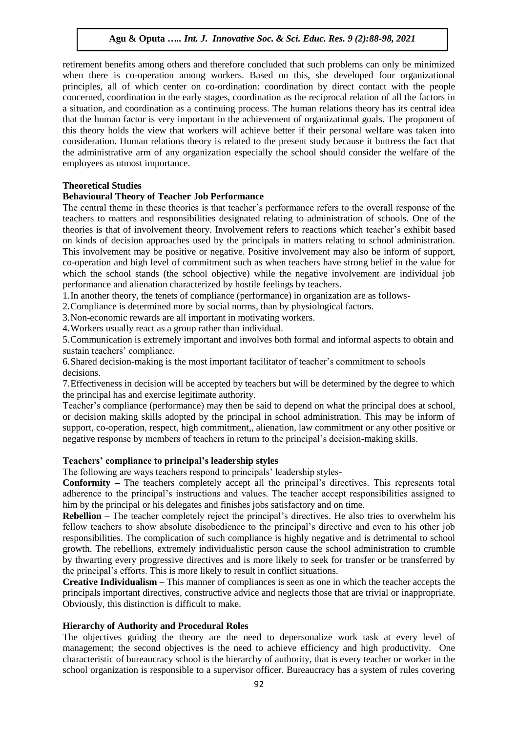retirement benefits among others and therefore concluded that such problems can only be minimized when there is co-operation among workers. Based on this, she developed four organizational principles, all of which center on co-ordination: coordination by direct contact with the people concerned, coordination in the early stages, coordination as the reciprocal relation of all the factors in a situation, and coordination as a continuing process. The human relations theory has its central idea that the human factor is very important in the achievement of organizational goals. The proponent of this theory holds the view that workers will achieve better if their personal welfare was taken into consideration. Human relations theory is related to the present study because it buttress the fact that the administrative arm of any organization especially the school should consider the welfare of the employees as utmost importance.

**Theoretical Studies**

**Behavioural Theory of Teacher Job Performance**

The central theme in these theories is that teacher's performance refers to the overall response of the teachers to matters and responsibilities designated relating to administration of schools. One of the theories is that of involvement theory. Involvement refers to reactions which teacher's exhibit based on kinds of decision approaches used by the principals in matters relating to school administration. This involvement may be positive or negative. Positive involvement may also be inform of support, co-operation and high level of commitment such as when teachers have strong belief in the value for which the school stands (the school objective) while the negative involvement are individual job performance and alienation characterized by hostile feelings by teachers.

1. In another theory, the tenets of compliance (performance) in organization are as follows-
2. Compliance is determined more by social norms, than by physiological factors.
3. Non-economic rewards are all important in motivating workers.
4. Workers usually react as a group rather than individual.
5. Communication is extremely important and involves both formal and informal aspects to obtain and sustain teachers' compliance.
6. Shared decision-making is the most important facilitator of teacher's commitment to schools decisions.
7. Effectiveness in decision will be accepted by teachers but will be determined by the degree to which the principal has and exercise legitimate authority.

Teacher's compliance (performance) may then be said to depend on what the principal does at school, or decision making skills adopted by the principal in school administration. This may be inform of support, co-operation, respect, high commitment,, alienation, law commitment or any other positive or negative response by members of teachers in return to the principal's decision-making skills.

**Teachers' compliance to principal's leadership styles**

The following are ways teachers respond to principals' leadership styles-

**Conformity –** The teachers completely accept all the principal's directives. This represents total adherence to the principal's instructions and values. The teacher accept responsibilities assigned to him by the principal or his delegates and finishes jobs satisfactory and on time.

**Rebellion –** The teacher completely reject the principal's directives. He also tries to overwhelm his fellow teachers to show absolute disobedience to the principal's directive and even to his other job responsibilities. The complication of such compliance is highly negative and is detrimental to school growth. The rebellions, extremely individualistic person cause the school administration to crumble by thwarting every progressive directives and is more likely to seek for transfer or be transferred by the principal's efforts. This is more likely to result in conflict situations.

**Creative Individualism –** This manner of compliances is seen as one in which the teacher accepts the principals important directives, constructive advice and neglects those that are trivial or inappropriate. Obviously, this distinction is difficult to make.

**Hierarchy of Authority and Procedural Roles**

The objectives guiding the theory are the need to depersonalize work task at every level of management; the second objectives is the need to achieve efficiency and high productivity. One characteristic of bureaucracy school is the hierarchy of authority, that is every teacher or worker in the school organization is responsible to a supervisor officer. Bureaucracy has a system of rules covering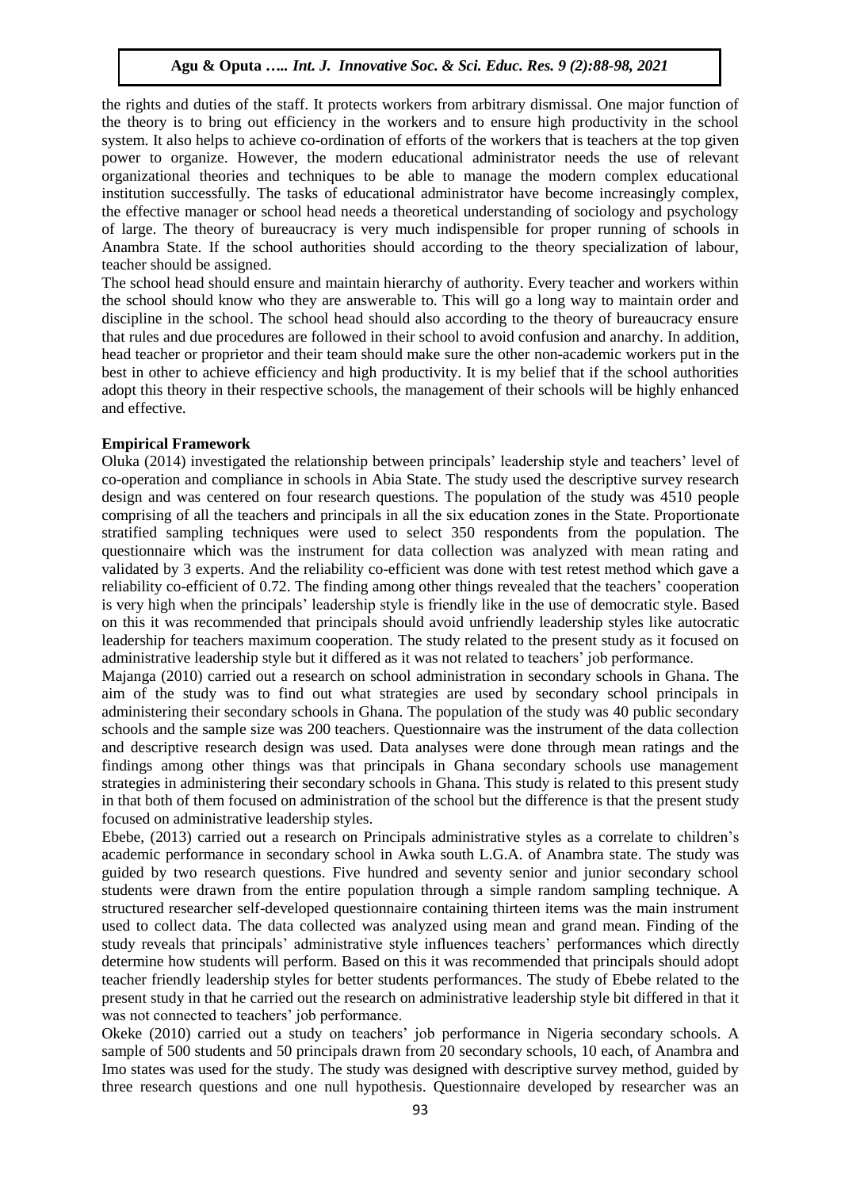the rights and duties of the staff. It protects workers from arbitrary dismissal. One major function of the theory is to bring out efficiency in the workers and to ensure high productivity in the school system. It also helps to achieve co-ordination of efforts of the workers that is teachers at the top given power to organize. However, the modern educational administrator needs the use of relevant organizational theories and techniques to be able to manage the modern complex educational institution successfully. The tasks of educational administrator have become increasingly complex, the effective manager or school head needs a theoretical understanding of sociology and psychology of large. The theory of bureaucracy is very much indispensible for proper running of schools in Anambra State. If the school authorities should according to the theory specialization of labour, teacher should be assigned.

The school head should ensure and maintain hierarchy of authority. Every teacher and workers within the school should know who they are answerable to. This will go a long way to maintain order and discipline in the school. The school head should also according to the theory of bureaucracy ensure that rules and due procedures are followed in their school to avoid confusion and anarchy. In addition, head teacher or proprietor and their team should make sure the other non-academic workers put in the best in other to achieve efficiency and high productivity. It is my belief that if the school authorities adopt this theory in their respective schools, the management of their schools will be highly enhanced and effective.

**Empirical Framework**

Oluka (2014) investigated the relationship between principals' leadership style and teachers' level of co-operation and compliance in schools in Abia State. The study used the descriptive survey research design and was centered on four research questions. The population of the study was 4510 people comprising of all the teachers and principals in all the six education zones in the State. Proportionate stratified sampling techniques were used to select 350 respondents from the population. The questionnaire which was the instrument for data collection was analyzed with mean rating and validated by 3 experts. And the reliability co-efficient was done with test retest method which gave a reliability co-efficient of 0.72. The finding among other things revealed that the teachers' cooperation is very high when the principals' leadership style is friendly like in the use of democratic style. Based on this it was recommended that principals should avoid unfriendly leadership styles like autocratic leadership for teachers maximum cooperation. The study related to the present study as it focused on administrative leadership style but it differed as it was not related to teachers' job performance.

Majanga (2010) carried out a research on school administration in secondary schools in Ghana. The aim of the study was to find out what strategies are used by secondary school principals in administering their secondary schools in Ghana. The population of the study was 40 public secondary schools and the sample size was 200 teachers. Questionnaire was the instrument of the data collection and descriptive research design was used. Data analyses were done through mean ratings and the findings among other things was that principals in Ghana secondary schools use management strategies in administering their secondary schools in Ghana. This study is related to this present study in that both of them focused on administration of the school but the difference is that the present study focused on administrative leadership styles.

Ebebe, (2013) carried out a research on Principals administrative styles as a correlate to children's academic performance in secondary school in Awka south L.G.A. of Anambra state. The study was guided by two research questions. Five hundred and seventy senior and junior secondary school students were drawn from the entire population through a simple random sampling technique. A structured researcher self-developed questionnaire containing thirteen items was the main instrument used to collect data. The data collected was analyzed using mean and grand mean. Finding of the study reveals that principals' administrative style influences teachers' performances which directly determine how students will perform. Based on this it was recommended that principals should adopt teacher friendly leadership styles for better students performances. The study of Ebebe related to the present study in that he carried out the research on administrative leadership style bit differed in that it was not connected to teachers' job performance.

Okeke (2010) carried out a study on teachers' job performance in Nigeria secondary schools. A sample of 500 students and 50 principals drawn from 20 secondary schools, 10 each, of Anambra and Imo states was used for the study. The study was designed with descriptive survey method, guided by three research questions and one null hypothesis. Questionnaire developed by researcher was an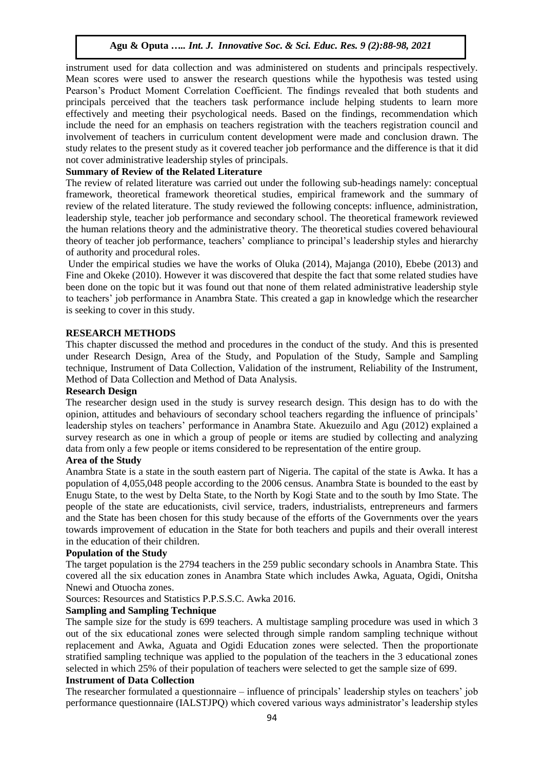instrument used for data collection and was administered on students and principals respectively. Mean scores were used to answer the research questions while the hypothesis was tested using Pearson's Product Moment Correlation Coefficient. The findings revealed that both students and principals perceived that the teachers task performance include helping students to learn more effectively and meeting their psychological needs. Based on the findings, recommendation which include the need for an emphasis on teachers registration with the teachers registration council and involvement of teachers in curriculum content development were made and conclusion drawn. The study relates to the present study as it covered teacher job performance and the difference is that it did not cover administrative leadership styles of principals.

### Summary of Review of the Related Literature

The review of related literature was carried out under the following sub-headings namely: conceptual framework, theoretical framework theoretical studies, empirical framework and the summary of review of the related literature. The study reviewed the following concepts: influence, administration, leadership style, teacher job performance and secondary school. The theoretical framework reviewed the human relations theory and the administrative theory. The theoretical studies covered behavioural theory of teacher job performance, teachers' compliance to principal's leadership styles and hierarchy of authority and procedural roles.

Under the empirical studies we have the works of Oluka (2014), Majanga (2010), Ebebe (2013) and Fine and Okeke (2010). However it was discovered that despite the fact that some related studies have been done on the topic but it was found out that none of them related administrative leadership style to teachers' job performance in Anambra State. This created a gap in knowledge which the researcher is seeking to cover in this study.

## RESEARCH METHODS

This chapter discussed the method and procedures in the conduct of the study. And this is presented under Research Design, Area of the Study, and Population of the Study, Sample and Sampling technique, Instrument of Data Collection, Validation of the instrument, Reliability of the Instrument, Method of Data Collection and Method of Data Analysis.

### Research Design

The researcher design used in the study is survey research design. This design has to do with the opinion, attitudes and behaviours of secondary school teachers regarding the influence of principals' leadership styles on teachers' performance in Anambra State. Akuezuilo and Agu (2012) explained a survey research as one in which a group of people or items are studied by collecting and analyzing data from only a few people or items considered to be representation of the entire group.

### Area of the Study

Anambra State is a state in the south eastern part of Nigeria. The capital of the state is Awka. It has a population of 4,055,048 people according to the 2006 census. Anambra State is bounded to the east by Enugu State, to the west by Delta State, to the North by Kogi State and to the south by Imo State. The people of the state are educationists, civil service, traders, industrialists, entrepreneurs and farmers and the State has been chosen for this study because of the efforts of the Governments over the years towards improvement of education in the State for both teachers and pupils and their overall interest in the education of their children.

### Population of the Study

The target population is the 2794 teachers in the 259 public secondary schools in Anambra State. This covered all the six education zones in Anambra State which includes Awka, Aguata, Ogidi, Onitsha Nnewi and Otuocha zones.

Sources: Resources and Statistics P.P.S.S.C. Awka 2016.

### Sampling and Sampling Technique

The sample size for the study is 699 teachers. A multistage sampling procedure was used in which 3 out of the six educational zones were selected through simple random sampling technique without replacement and Awka, Aguata and Ogidi Education zones were selected. Then the proportionate stratified sampling technique was applied to the population of the teachers in the 3 educational zones selected in which 25% of their population of teachers were selected to get the sample size of 699.

### Instrument of Data Collection

The researcher formulated a questionnaire – influence of principals' leadership styles on teachers' job performance questionnaire (IALSTJPQ) which covered various ways administrator's leadership styles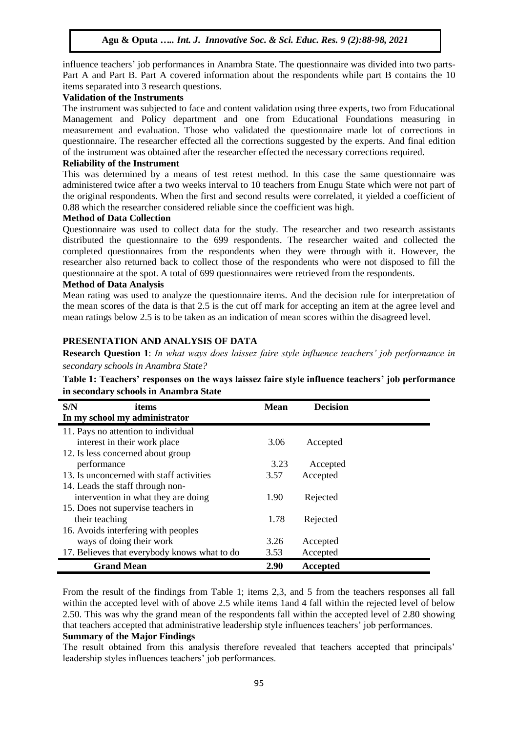influence teachers' job performances in Anambra State. The questionnaire was divided into two parts- Part A and Part B. Part A covered information about the respondents while part B contains the 10 items separated into 3 research questions.

### Validation of the Instruments

The instrument was subjected to face and content validation using three experts, two from Educational Management and Policy department and one from Educational Foundations measuring in measurement and evaluation. Those who validated the questionnaire made lot of corrections in questionnaire. The researcher effected all the corrections suggested by the experts. And final edition of the instrument was obtained after the researcher effected the necessary corrections required.

### Reliability of the Instrument

This was determined by a means of test retest method. In this case the same questionnaire was administered twice after a two weeks interval to 10 teachers from Enugu State which were not part of the original respondents. When the first and second results were correlated, it yielded a coefficient of 0.88 which the researcher considered reliable since the coefficient was high.

### Method of Data Collection

Questionnaire was used to collect data for the study. The researcher and two research assistants distributed the questionnaire to the 699 respondents. The researcher waited and collected the completed questionnaires from the respondents when they were through with it. However, the researcher also returned back to collect those of the respondents who were not disposed to fill the questionnaire at the spot. A total of 699 questionnaires were retrieved from the respondents.

### Method of Data Analysis

Mean rating was used to analyze the questionnaire items. And the decision rule for interpretation of the mean scores of the data is that 2.5 is the cut off mark for accepting an item at the agree level and mean ratings below 2.5 is to be taken as an indication of mean scores within the disagreed level.

## PRESENTATION AND ANALYSIS OF DATA

**Research Question 1**: *In what ways does laissez faire style influence teachers' job performance in secondary schools in Anambra State?*

**Table 1: Teachers' responses on the ways laissez faire style influence teachers' job performance in secondary schools in Anambra State**

| S/N items<br>In my school my administrator | Mean | Decision |
|---|---|---|
| 11. Pays no attention to individual interest in their work place | 3.06 | Accepted |
| 12. Is less concerned about group performance | 3.23 | Accepted |
| 13. Is unconcerned with staff activities | 3.57 | Accepted |
| 14. Leads the staff through non-intervention in what they are doing | 1.90 | Rejected |
| 15. Does not supervise teachers in their teaching | 1.78 | Rejected |
| 16. Avoids interfering with peoples ways of doing their work | 3.26 | Accepted |
| 17. Believes that everybody knows what to do | 3.53 | Accepted |
| **Grand Mean** | **2.90** | **Accepted** |

From the result of the findings from Table 1; items 2,3, and 5 from the teachers responses all fall within the accepted level with of above 2.5 while items 1and 4 fall within the rejected level of below 2.50. This was why the grand mean of the respondents fall within the accepted level of 2.80 showing that teachers accepted that administrative leadership style influences teachers' job performances.

### Summary of the Major Findings

The result obtained from this analysis therefore revealed that teachers accepted that principals' leadership styles influences teachers' job performances.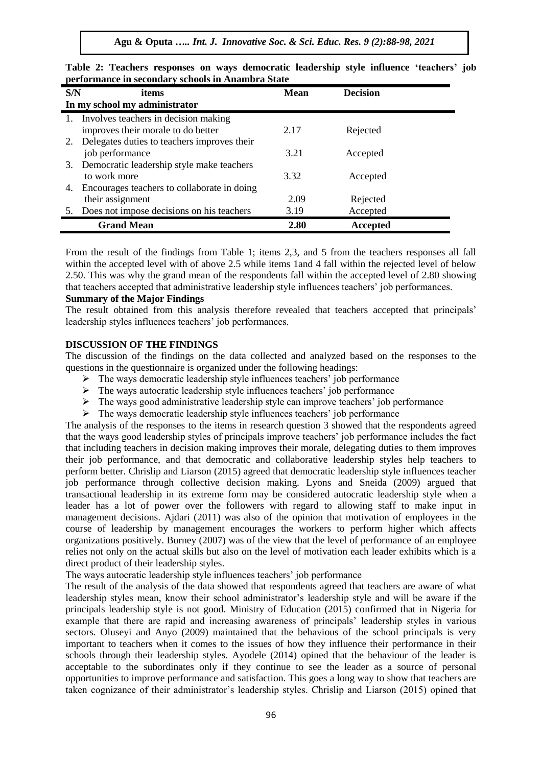**Table 2: Teachers responses on ways democratic leadership style influence 'teachers' job performance in secondary schools in Anambra State**

| S/N | items | Mean | Decision |
|---|---|---|---|
| | **In my school my administrator** | | |
| 1. | Involves teachers in decision making improves their morale to do better | 2.17 | Rejected |
| 2. | Delegates duties to teachers improves their job performance | 3.21 | Accepted |
| 3. | Democratic leadership style make teachers to work more | 3.32 | Accepted |
| 4. | Encourages teachers to collaborate in doing their assignment | 2.09 | Rejected |
| 5. | Does not impose decisions on his teachers | 3.19 | Accepted |
| | **Grand Mean** | **2.80** | **Accepted** |

From the result of the findings from Table 1; items 2,3, and 5 from the teachers responses all fall within the accepted level with of above 2.5 while items 1and 4 fall within the rejected level of below 2.50. This was why the grand mean of the respondents fall within the accepted level of 2.80 showing that teachers accepted that administrative leadership style influences teachers' job performances.

**Summary of the Major Findings**

The result obtained from this analysis therefore revealed that teachers accepted that principals' leadership styles influences teachers' job performances.

## DISCUSSION OF THE FINDINGS

The discussion of the findings on the data collected and analyzed based on the responses to the questions in the questionnaire is organized under the following headings:

- The ways democratic leadership style influences teachers' job performance
- The ways autocratic leadership style influences teachers' job performance
- The ways good administrative leadership style can improve teachers' job performance
- The ways democratic leadership style influences teachers' job performance

The analysis of the responses to the items in research question 3 showed that the respondents agreed that the ways good leadership styles of principals improve teachers' job performance includes the fact that including teachers in decision making improves their morale, delegating duties to them improves their job performance, and that democratic and collaborative leadership styles help teachers to perform better. Chrislip and Liarson (2015) agreed that democratic leadership style influences teacher job performance through collective decision making. Lyons and Sneida (2009) argued that transactional leadership in its extreme form may be considered autocratic leadership style when a leader has a lot of power over the followers with regard to allowing staff to make input in management decisions. Ajdari (2011) was also of the opinion that motivation of employees in the course of leadership by management encourages the workers to perform higher which affects organizations positively. Burney (2007) was of the view that the level of performance of an employee relies not only on the actual skills but also on the level of motivation each leader exhibits which is a direct product of their leadership styles.

The ways autocratic leadership style influences teachers' job performance

The result of the analysis of the data showed that respondents agreed that teachers are aware of what leadership styles mean, know their school administrator's leadership style and will be aware if the principals leadership style is not good. Ministry of Education (2015) confirmed that in Nigeria for example that there are rapid and increasing awareness of principals' leadership styles in various sectors. Oluseyi and Anyo (2009) maintained that the behavious of the school principals is very important to teachers when it comes to the issues of how they influence their performance in their schools through their leadership styles. Ayodele (2014) opined that the behaviour of the leader is acceptable to the subordinates only if they continue to see the leader as a source of personal opportunities to improve performance and satisfaction. This goes a long way to show that teachers are taken cognizance of their administrator's leadership styles. Chrislip and Liarson (2015) opined that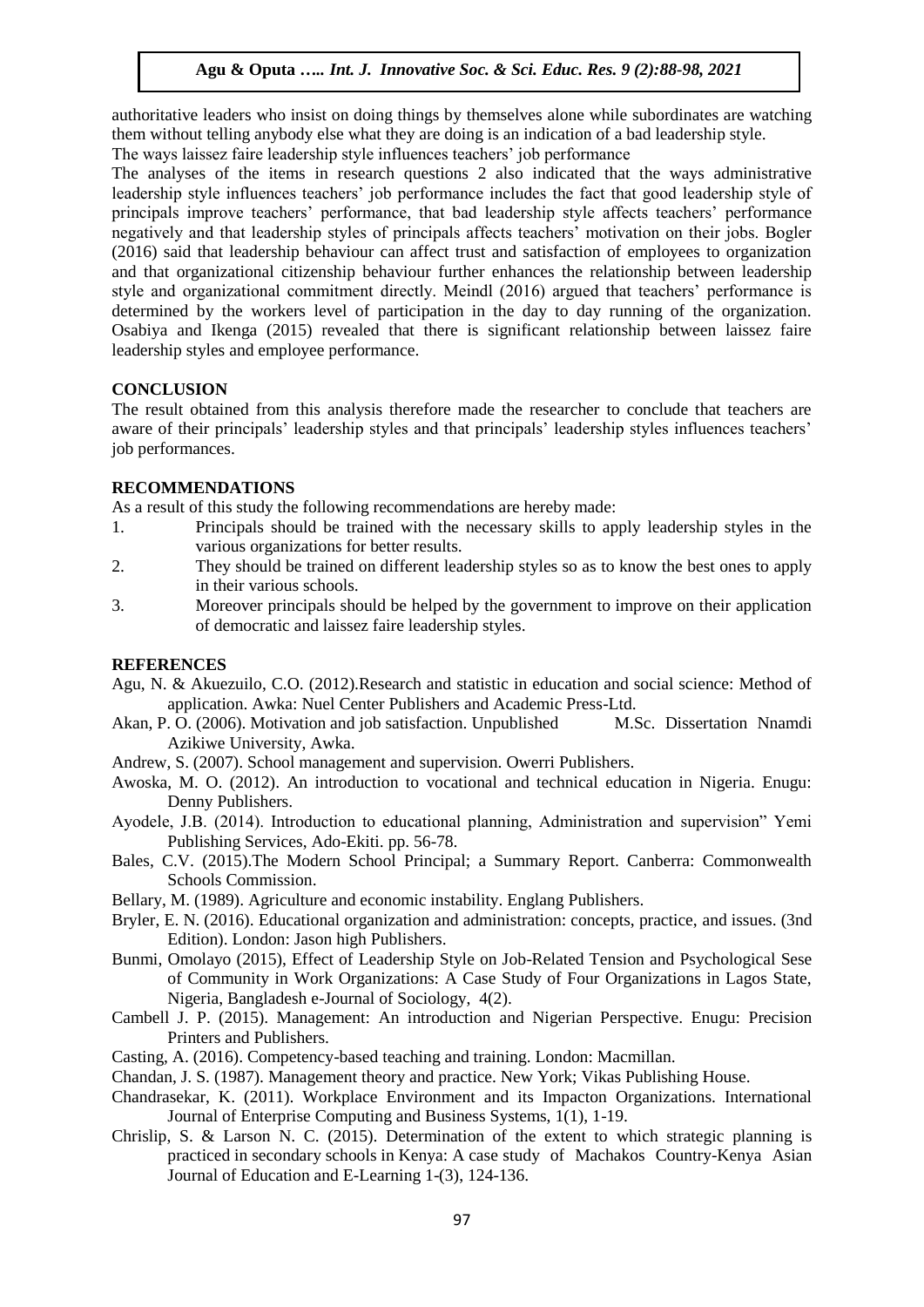authoritative leaders who insist on doing things by themselves alone while subordinates are watching them without telling anybody else what they are doing is an indication of a bad leadership style.

The ways laissez faire leadership style influences teachers' job performance

The analyses of the items in research questions 2 also indicated that the ways administrative leadership style influences teachers' job performance includes the fact that good leadership style of principals improve teachers' performance, that bad leadership style affects teachers' performance negatively and that leadership styles of principals affects teachers' motivation on their jobs. Bogler (2016) said that leadership behaviour can affect trust and satisfaction of employees to organization and that organizational citizenship behaviour further enhances the relationship between leadership style and organizational commitment directly. Meindl (2016) argued that teachers' performance is determined by the workers level of participation in the day to day running of the organization. Osabiya and Ikenga (2015) revealed that there is significant relationship between laissez faire leadership styles and employee performance.

## CONCLUSION

The result obtained from this analysis therefore made the researcher to conclude that teachers are aware of their principals' leadership styles and that principals' leadership styles influences teachers' job performances.

## RECOMMENDATIONS

As a result of this study the following recommendations are hereby made:

1. Principals should be trained with the necessary skills to apply leadership styles in the various organizations for better results.
2. They should be trained on different leadership styles so as to know the best ones to apply in their various schools.
3. Moreover principals should be helped by the government to improve on their application of democratic and laissez faire leadership styles.

## REFERENCES

Agu, N. & Akuezuilo, C.O. (2012).Research and statistic in education and social science: Method of application. Awka: Nuel Center Publishers and Academic Press-Ltd.

Akan, P. O. (2006). Motivation and job satisfaction. Unpublished M.Sc. Dissertation Nnamdi Azikiwe University, Awka.

Andrew, S. (2007). School management and supervision. Owerri Publishers.

Awoska, M. O. (2012). An introduction to vocational and technical education in Nigeria. Enugu: Denny Publishers.

Ayodele, J.B. (2014). Introduction to educational planning, Administration and supervision" Yemi Publishing Services, Ado-Ekiti. pp. 56-78.

Bales, C.V. (2015).The Modern School Principal; a Summary Report. Canberra: Commonwealth Schools Commission.

Bellary, M. (1989). Agriculture and economic instability. Englang Publishers.

Bryler, E. N. (2016). Educational organization and administration: concepts, practice, and issues. (3nd Edition). London: Jason high Publishers.

Bunmi, Omolayo (2015), Effect of Leadership Style on Job-Related Tension and Psychological Sese of Community in Work Organizations: A Case Study of Four Organizations in Lagos State, Nigeria, Bangladesh e-Journal of Sociology, 4(2).

Cambell J. P. (2015). Management: An introduction and Nigerian Perspective. Enugu: Precision Printers and Publishers.

Casting, A. (2016). Competency-based teaching and training. London: Macmillan.

Chandan, J. S. (1987). Management theory and practice. New York; Vikas Publishing House.

Chandrasekar, K. (2011). Workplace Environment and its Impacton Organizations. International Journal of Enterprise Computing and Business Systems, 1(1), 1-19.

Chrislip, S. & Larson N. C. (2015). Determination of the extent to which strategic planning is practiced in secondary schools in Kenya: A case study of Machakos Country-Kenya Asian Journal of Education and E-Learning 1-(3), 124-136.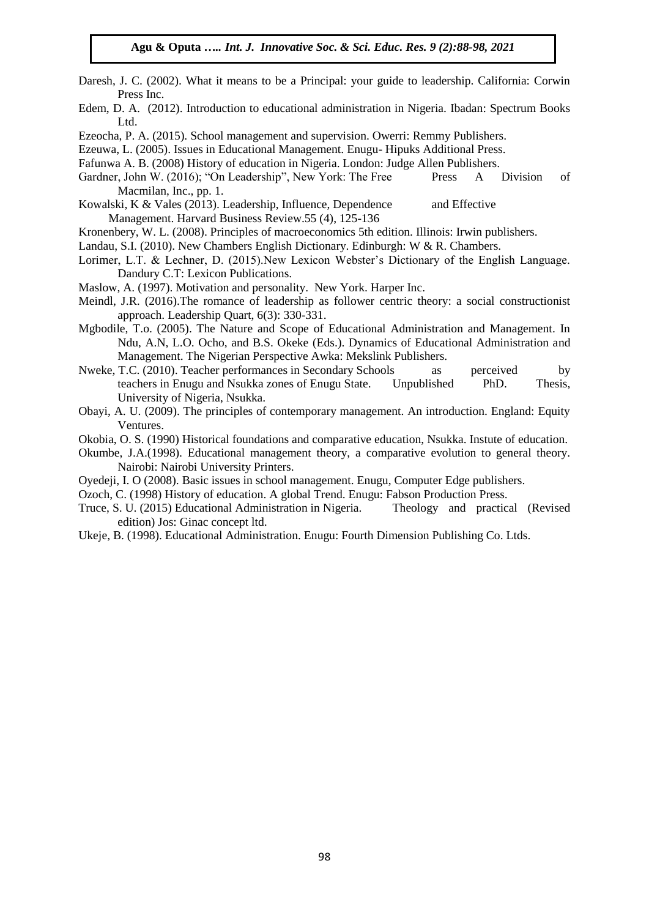Daresh, J. C. (2002). What it means to be a Principal: your guide to leadership. California: Corwin Press Inc.

Edem, D. A. (2012). Introduction to educational administration in Nigeria. Ibadan: Spectrum Books Ltd.

Ezeocha, P. A. (2015). School management and supervision. Owerri: Remmy Publishers.

Ezeuwa, L. (2005). Issues in Educational Management. Enugu- Hipuks Additional Press.

Fafunwa A. B. (2008) History of education in Nigeria. London: Judge Allen Publishers.

Gardner, John W. (2016); "On Leadership", New York: The Free Press A Division of Macmilan, Inc., pp. 1.

Kowalski, K & Vales (2013). Leadership, Influence, Dependence and Effective Management. Harvard Business Review.55 (4), 125-136

Kronenbery, W. L. (2008). Principles of macroeconomics 5th edition. Illinois: Irwin publishers.

Landau, S.I. (2010). New Chambers English Dictionary. Edinburgh: W & R. Chambers.

Lorimer, L.T. & Lechner, D. (2015).New Lexicon Webster's Dictionary of the English Language. Dandury C.T: Lexicon Publications.

Maslow, A. (1997). Motivation and personality. New York. Harper Inc.

Meindl, J.R. (2016).The romance of leadership as follower centric theory: a social constructionist approach. Leadership Quart, 6(3): 330-331.

Mgbodile, T.o. (2005). The Nature and Scope of Educational Administration and Management. In Ndu, A.N, L.O. Ocho, and B.S. Okeke (Eds.). Dynamics of Educational Administration and Management. The Nigerian Perspective Awka: Mekslink Publishers.

Nweke, T.C. (2010). Teacher performances in Secondary Schools as perceived by teachers in Enugu and Nsukka zones of Enugu State. Unpublished PhD. Thesis, University of Nigeria, Nsukka.

Obayi, A. U. (2009). The principles of contemporary management. An introduction. England: Equity Ventures.

Okobia, O. S. (1990) Historical foundations and comparative education, Nsukka. Instute of education.

Okumbe, J.A.(1998). Educational management theory, a comparative evolution to general theory. Nairobi: Nairobi University Printers.

Oyedeji, I. O (2008). Basic issues in school management. Enugu, Computer Edge publishers.

Ozoch, C. (1998) History of education. A global Trend. Enugu: Fabson Production Press.

Truce, S. U. (2015) Educational Administration in Nigeria. Theology and practical (Revised edition) Jos: Ginac concept ltd.

Ukeje, B. (1998). Educational Administration. Enugu: Fourth Dimension Publishing Co. Ltds.